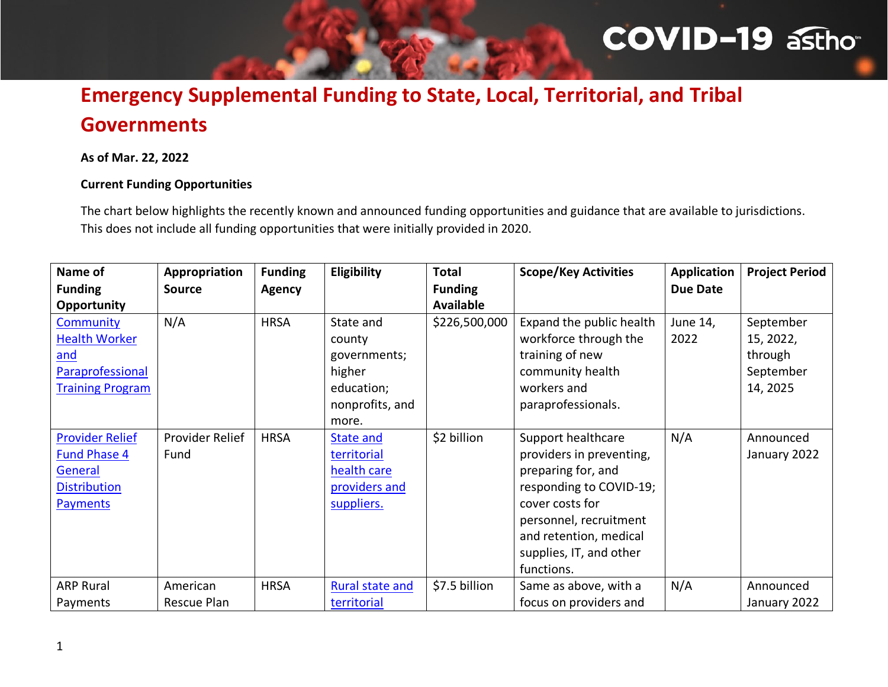# Emergency Supplemental Funding to State, Local, Territorial, and Tribal Governments

**As of Mar. 22, 2022**

**Current Funding Opportunities**

The chart below highlights the recently known and announced funding opportunities and guidance that are available to jurisdictions. This does not include all funding opportunities that were initially provided in 2020.

| Name of Funding Opportunity | Appropriation Source | Funding Agency | Eligibility | Total Funding Available | Scope/Key Activities | Application Due Date | Project Period |
|---|---|---|---|---|---|---|---|
| Community Health Worker and Paraprofessional Training Program | N/A | HRSA | State and county governments; higher education; nonprofits, and more. | $226,500,000 | Expand the public health workforce through the training of new community health workers and paraprofessionals. | June 14, 2022 | September 15, 2022, through September 14, 2025 |
| Provider Relief Fund Phase 4 General Distribution Payments | Provider Relief Fund | HRSA | State and territorial health care providers and suppliers. | $2 billion | Support healthcare providers in preventing, preparing for, and responding to COVID-19; cover costs for personnel, recruitment and retention, medical supplies, IT, and other functions. | N/A | Announced January 2022 |
| ARP Rural Payments | American Rescue Plan | HRSA | Rural state and territorial | $7.5 billion | Same as above, with a focus on providers and | N/A | Announced January 2022 |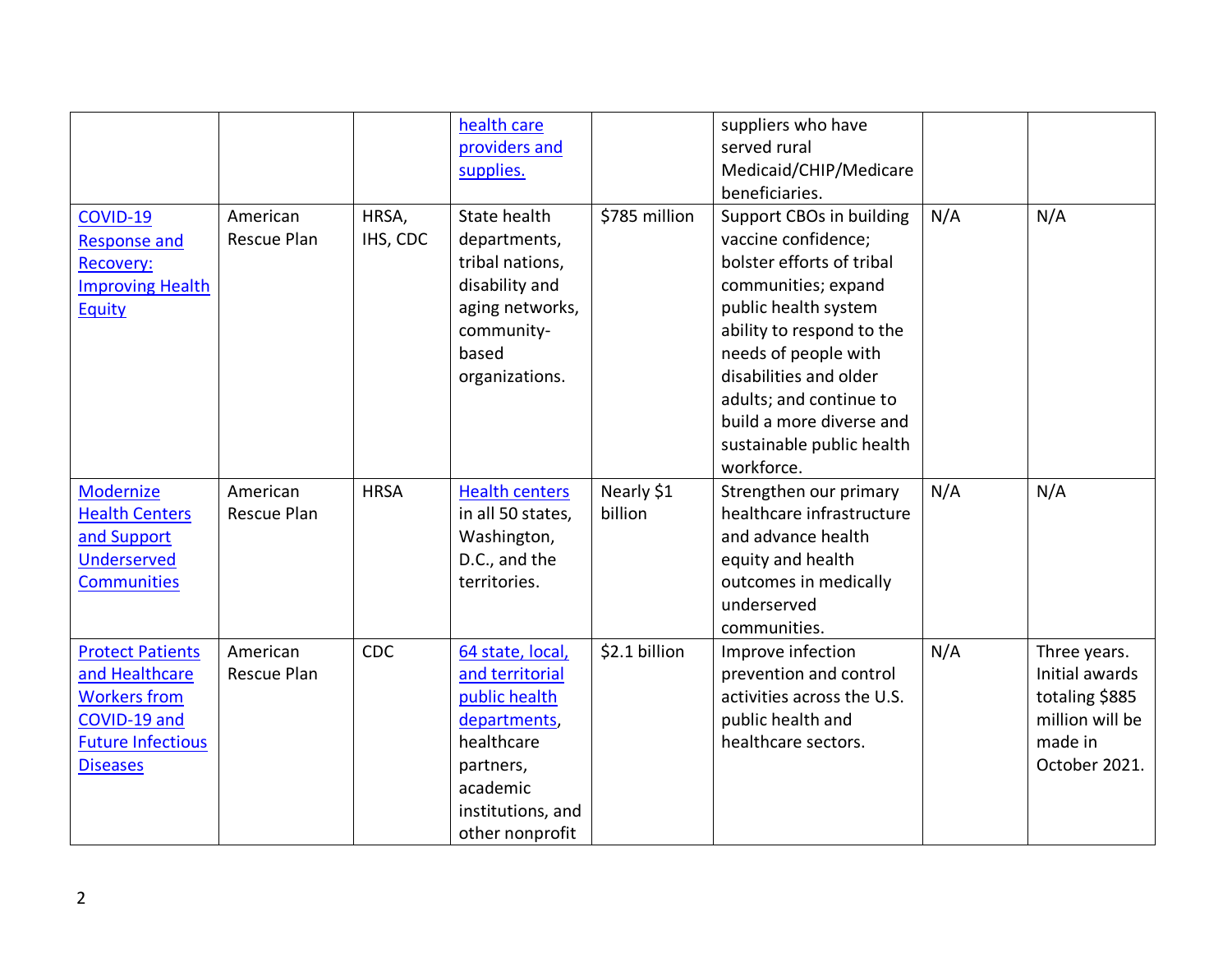| | | | health care providers and supplies. | | suppliers who have served rural Medicaid/CHIP/Medicare beneficiaries. | | |
|---|---|---|---|---|---|---|---|
| COVID-19 Response and Recovery: Improving Health Equity | American Rescue Plan | HRSA, IHS, CDC | State health departments, tribal nations, disability and aging networks, community-based organizations. | $785 million | Support CBOs in building vaccine confidence; bolster efforts of tribal communities; expand public health system ability to respond to the needs of people with disabilities and older adults; and continue to build a more diverse and sustainable public health workforce. | N/A | N/A |
| Modernize Health Centers and Support Underserved Communities | American Rescue Plan | HRSA | Health centers in all 50 states, Washington, D.C., and the territories. | Nearly $1 billion | Strengthen our primary healthcare infrastructure and advance health equity and health outcomes in medically underserved communities. | N/A | N/A |
| Protect Patients and Healthcare Workers from COVID-19 and Future Infectious Diseases | American Rescue Plan | CDC | 64 state, local, and territorial public health departments, healthcare partners, academic institutions, and other nonprofit | $2.1 billion | Improve infection prevention and control activities across the U.S. public health and healthcare sectors. | N/A | Three years. Initial awards totaling $885 million will be made in October 2021. |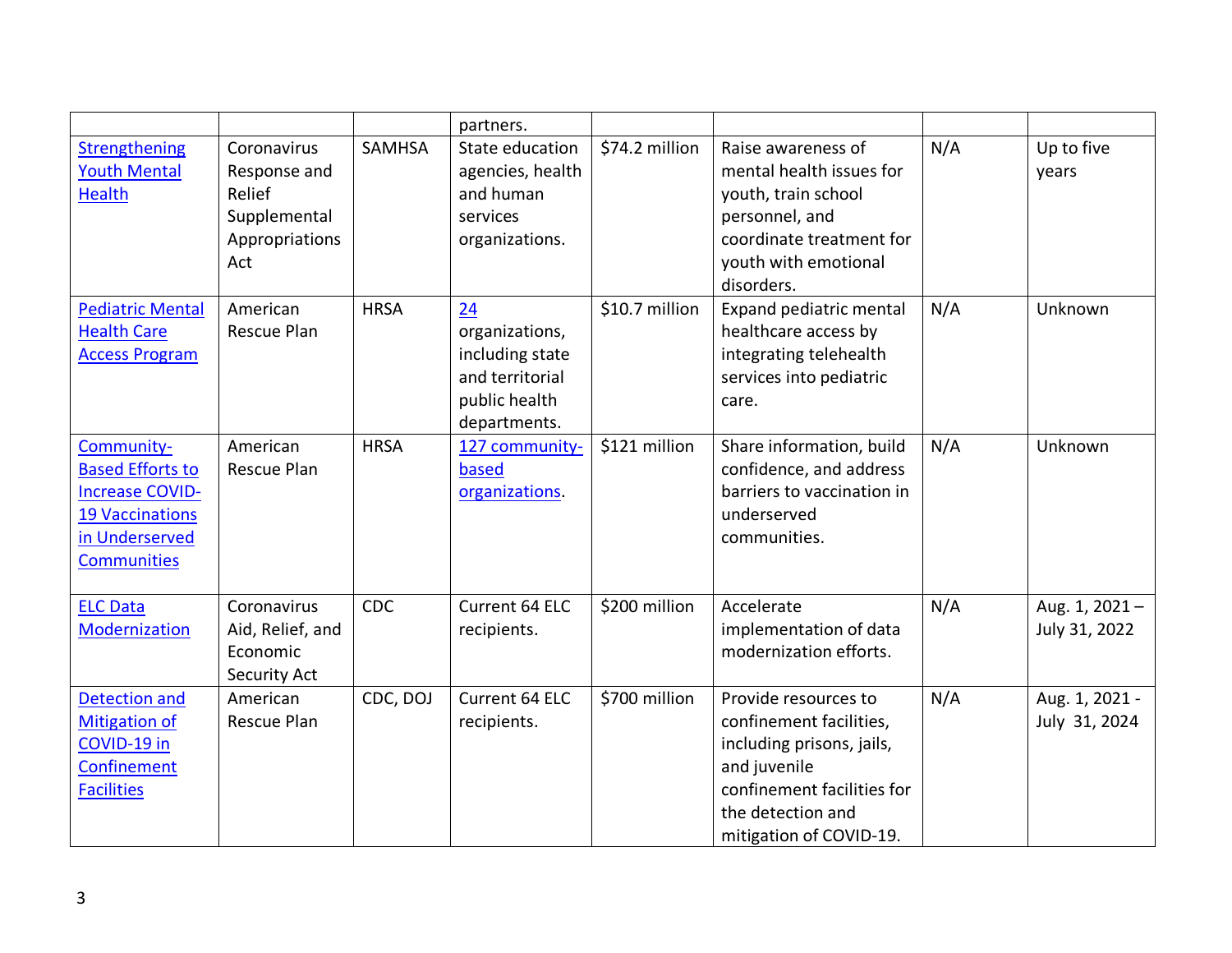| | | | partners. | | | | |
|---|---|---|---|---|---|---|---|
| Strengthening Youth Mental Health | Coronavirus Response and Relief Supplemental Appropriations Act | SAMHSA | State education agencies, health and human services organizations. | $74.2 million | Raise awareness of mental health issues for youth, train school personnel, and coordinate treatment for youth with emotional disorders. | N/A | Up to five years |
| Pediatric Mental Health Care Access Program | American Rescue Plan | HRSA | 24 organizations, including state and territorial public health departments. | $10.7 million | Expand pediatric mental healthcare access by integrating telehealth services into pediatric care. | N/A | Unknown |
| Community-Based Efforts to Increase COVID-19 Vaccinations in Underserved Communities | American Rescue Plan | HRSA | 127 community-based organizations. | $121 million | Share information, build confidence, and address barriers to vaccination in underserved communities. | N/A | Unknown |
| ELC Data Modernization | Coronavirus Aid, Relief, and Economic Security Act | CDC | Current 64 ELC recipients. | $200 million | Accelerate implementation of data modernization efforts. | N/A | Aug. 1, 2021 – July 31, 2022 |
| Detection and Mitigation of COVID-19 in Confinement Facilities | American Rescue Plan | CDC, DOJ | Current 64 ELC recipients. | $700 million | Provide resources to confinement facilities, including prisons, jails, and juvenile confinement facilities for the detection and mitigation of COVID-19. | N/A | Aug. 1, 2021 - July 31, 2024 |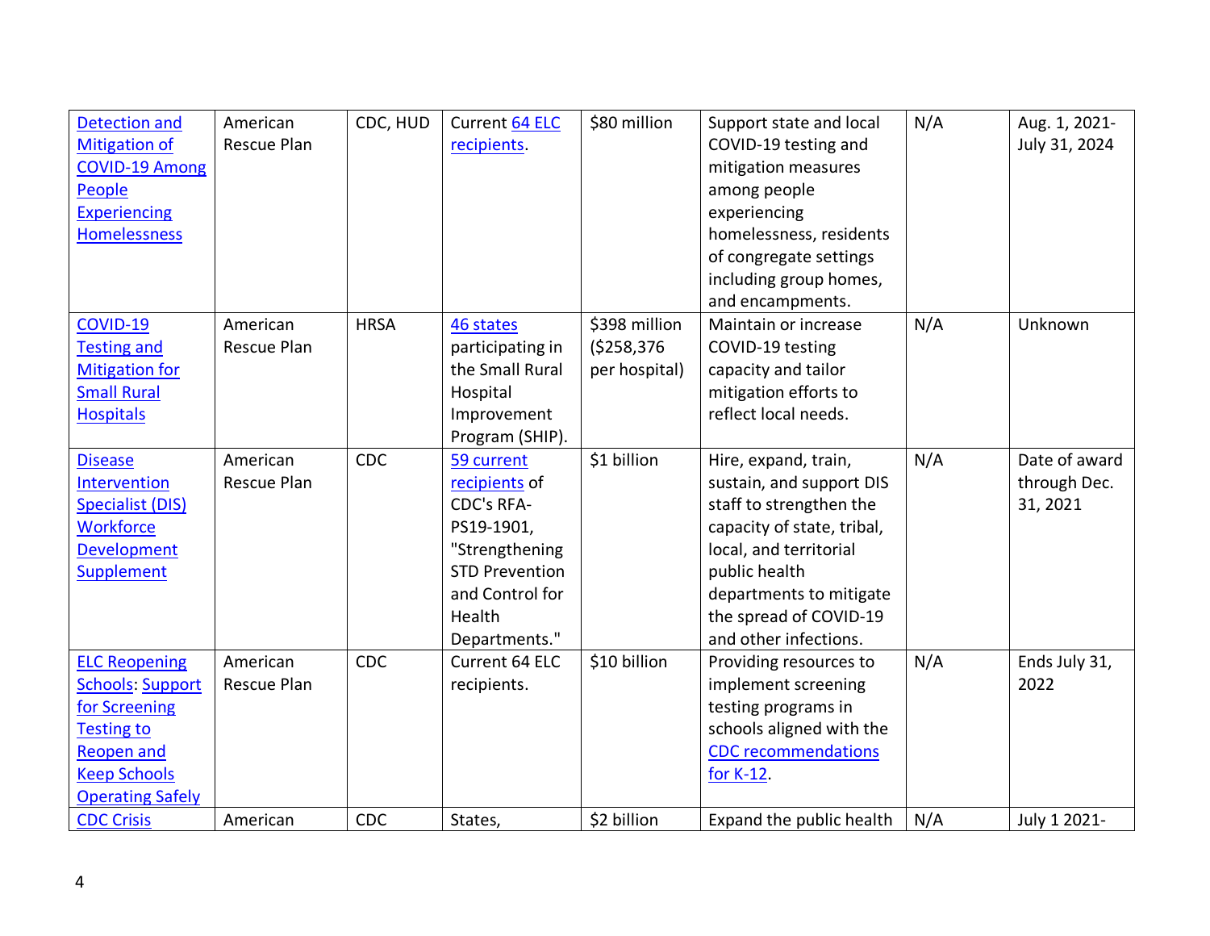| Detection and Mitigation of COVID-19 Among People Experiencing Homelessness | American Rescue Plan | CDC, HUD | Current 64 ELC recipients. | $80 million | Support state and local COVID-19 testing and mitigation measures among people experiencing homelessness, residents of congregate settings including group homes, and encampments. | N/A | Aug. 1, 2021-July 31, 2024 |
|---|---|---|---|---|---|---|---|
| COVID-19 Testing and Mitigation for Small Rural Hospitals | American Rescue Plan | HRSA | 46 states participating in the Small Rural Hospital Improvement Program (SHIP). | $398 million ($258,376 per hospital) | Maintain or increase COVID-19 testing capacity and tailor mitigation efforts to reflect local needs. | N/A | Unknown |
| Disease Intervention Specialist (DIS) Workforce Development Supplement | American Rescue Plan | CDC | 59 current recipients of CDC's RFA-PS19-1901, "Strengthening STD Prevention and Control for Health Departments." | $1 billion | Hire, expand, train, sustain, and support DIS staff to strengthen the capacity of state, tribal, local, and territorial public health departments to mitigate the spread of COVID-19 and other infections. | N/A | Date of award through Dec. 31, 2021 |
| ELC Reopening Schools: Support for Screening Testing to Reopen and Keep Schools Operating Safely | American Rescue Plan | CDC | Current 64 ELC recipients. | $10 billion | Providing resources to implement screening testing programs in schools aligned with the CDC recommendations for K-12. | N/A | Ends July 31, 2022 |
| CDC Crisis | American | CDC | States, | $2 billion | Expand the public health | N/A | July 1 2021- |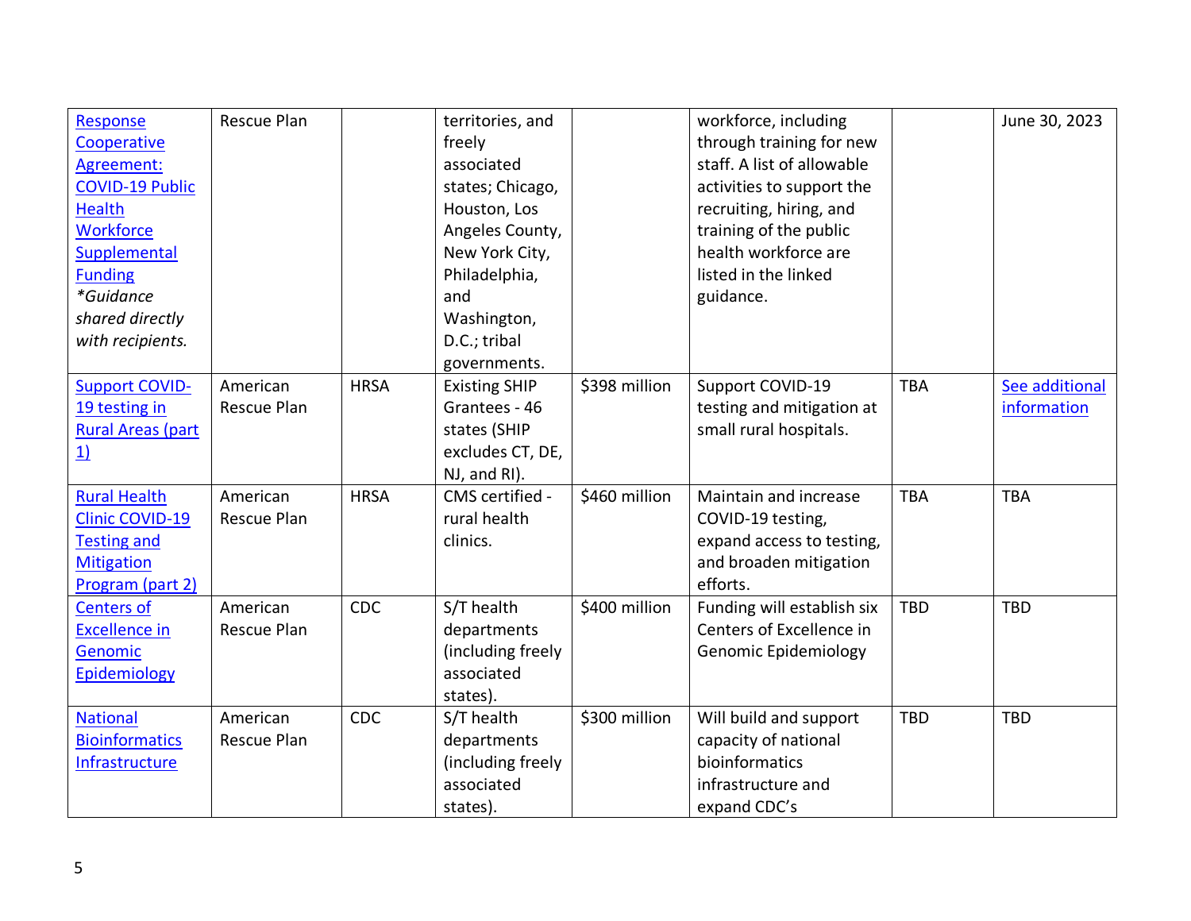| | | | | | | | |
|---|---|---|---|---|---|---|---|
| Response Cooperative Agreement: COVID-19 Public Health Workforce Supplemental Funding *Guidance shared directly with recipients.* | Rescue Plan | | territories, and freely associated states; Chicago, Houston, Los Angeles County, New York City, Philadelphia, and Washington, D.C.; tribal governments. | | workforce, including through training for new staff. A list of allowable activities to support the recruiting, hiring, and training of the public health workforce are listed in the linked guidance. | | June 30, 2023 |
| Support COVID-19 testing in Rural Areas (part 1) | American Rescue Plan | HRSA | Existing SHIP Grantees - 46 states (SHIP excludes CT, DE, NJ, and RI). | $398 million | Support COVID-19 testing and mitigation at small rural hospitals. | TBA | See additional information |
| Rural Health Clinic COVID-19 Testing and Mitigation Program (part 2) | American Rescue Plan | HRSA | CMS certified - rural health clinics. | $460 million | Maintain and increase COVID-19 testing, expand access to testing, and broaden mitigation efforts. | TBA | TBA |
| Centers of Excellence in Genomic Epidemiology | American Rescue Plan | CDC | S/T health departments (including freely associated states). | $400 million | Funding will establish six Centers of Excellence in Genomic Epidemiology | TBD | TBD |
| National Bioinformatics Infrastructure | American Rescue Plan | CDC | S/T health departments (including freely associated states). | $300 million | Will build and support capacity of national bioinformatics infrastructure and expand CDC's | TBD | TBD |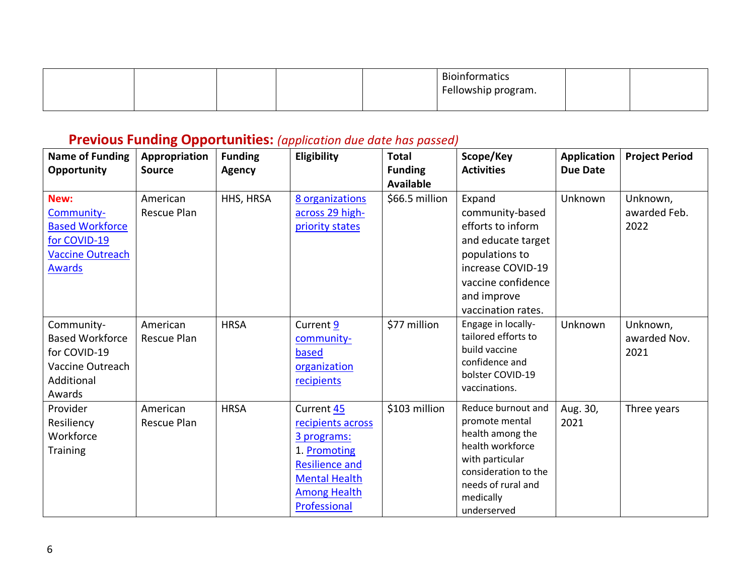| | | | | | Bioinformatics Fellowship program. | | |
|---|---|---|---|---|---|---|---|

## Previous Funding Opportunities: *(application due date has passed)*

| Name of Funding Opportunity | Appropriation Source | Funding Agency | Eligibility | Total Funding Available | Scope/Key Activities | Application Due Date | Project Period |
|---|---|---|---|---|---|---|---|
| **New:** Community-Based Workforce for COVID-19 Vaccine Outreach Awards | American Rescue Plan | HHS, HRSA | 8 organizations across 29 high-priority states | $66.5 million | Expand community-based efforts to inform and educate target populations to increase COVID-19 vaccine confidence and improve vaccination rates. | Unknown | Unknown, awarded Feb. 2022 |
| Community-Based Workforce for COVID-19 Vaccine Outreach Additional Awards | American Rescue Plan | HRSA | Current 9 community-based organization recipients | $77 million | Engage in locally-tailored efforts to build vaccine confidence and bolster COVID-19 vaccinations. | Unknown | Unknown, awarded Nov. 2021 |
| Provider Resiliency Workforce Training | American Rescue Plan | HRSA | Current 45 recipients across 3 programs: 1. Promoting Resilience and Mental Health Among Health Professional | $103 million | Reduce burnout and promote mental health among the health workforce with particular consideration to the needs of rural and medically underserved | Aug. 30, 2021 | Three years |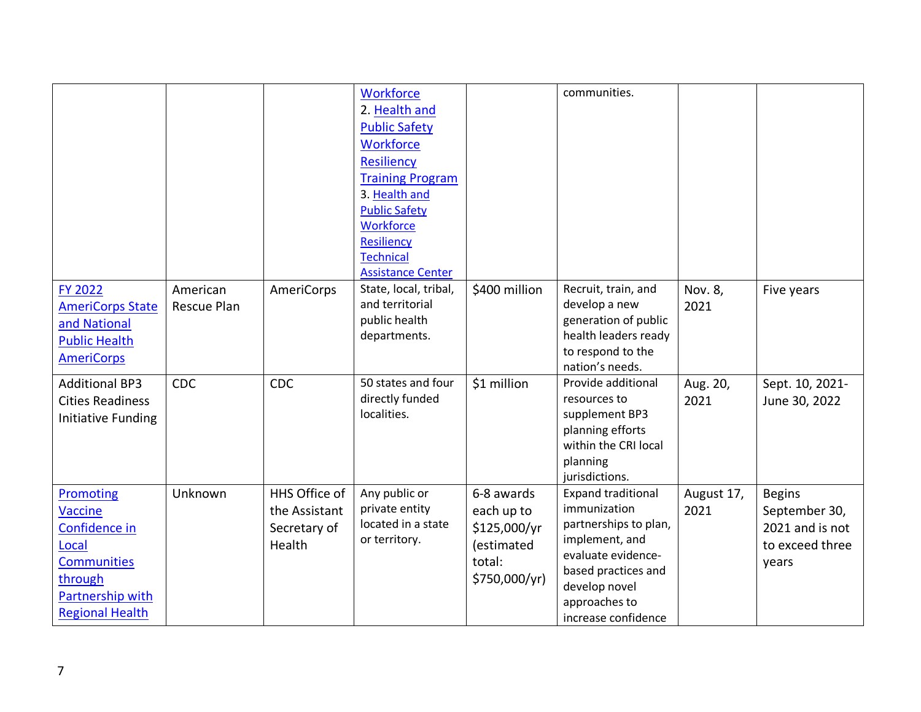| | | | Workforce<br>2. Health and Public Safety Workforce Resiliency Training Program<br>3. Health and Public Safety Workforce Resiliency Technical Assistance Center | | communities. | | |
|---|---|---|---|---|---|---|---|
| FY 2022 AmeriCorps State and National Public Health AmeriCorps | American Rescue Plan | AmeriCorps | State, local, tribal, and territorial public health departments. | $400 million | Recruit, train, and develop a new generation of public health leaders ready to respond to the nation's needs. | Nov. 8, 2021 | Five years |
| Additional BP3 Cities Readiness Initiative Funding | CDC | CDC | 50 states and four directly funded localities. | $1 million | Provide additional resources to supplement BP3 planning efforts within the CRI local planning jurisdictions. | Aug. 20, 2021 | Sept. 10, 2021-June 30, 2022 |
| Promoting Vaccine Confidence in Local Communities through Partnership with Regional Health | Unknown | HHS Office of the Assistant Secretary of Health | Any public or private entity located in a state or territory. | 6-8 awards each up to $125,000/yr (estimated total: $750,000/yr) | Expand traditional immunization partnerships to plan, implement, and evaluate evidence-based practices and develop novel approaches to increase confidence | August 17, 2021 | Begins September 30, 2021 and is not to exceed three years |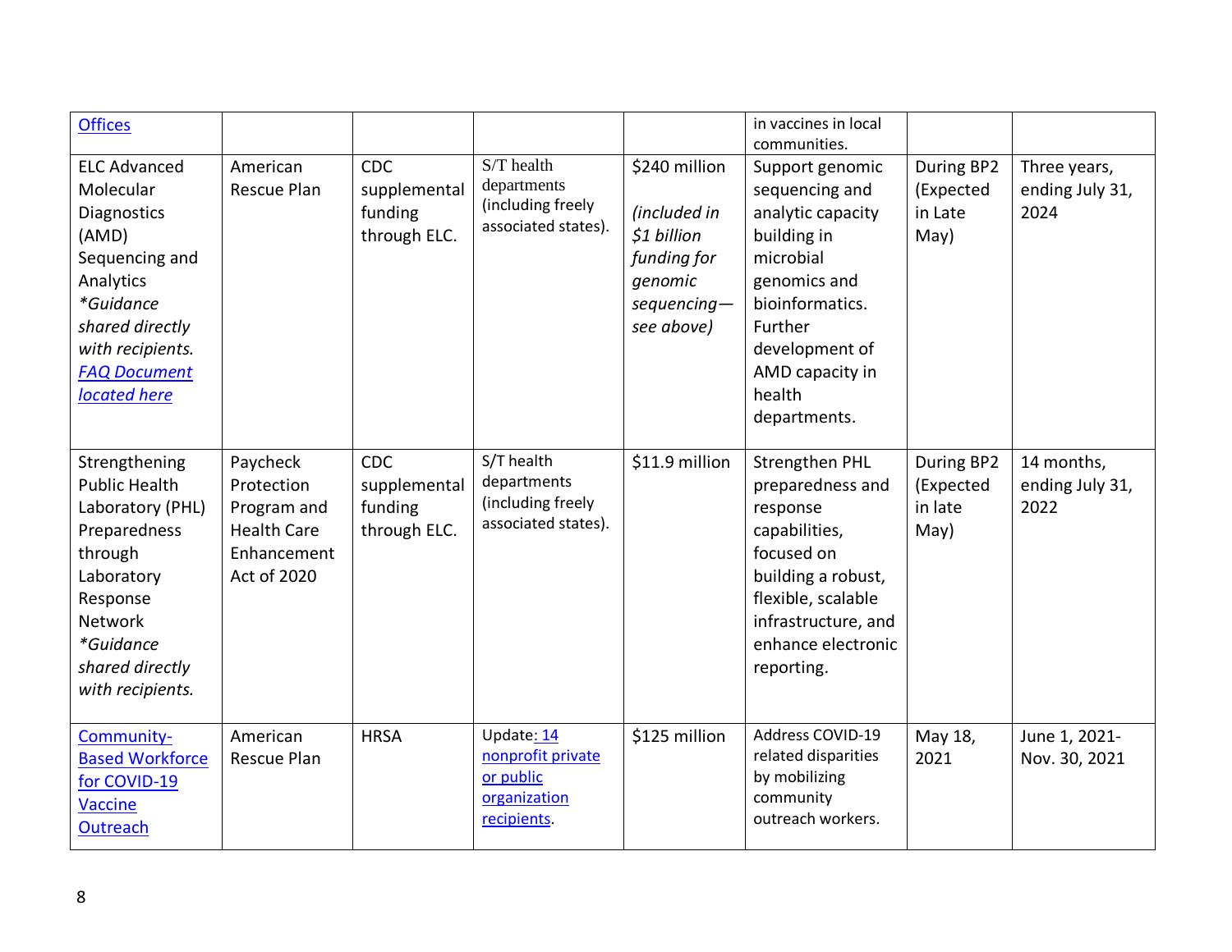| | | | | | | | |
|---|---|---|---|---|---|---|---|
| Offices | | | | | in vaccines in local communities. | | |
| ELC Advanced Molecular Diagnostics (AMD) Sequencing and Analytics *\*Guidance shared directly with recipients.* *FAQ Document located here* | American Rescue Plan | CDC supplemental funding through ELC. | S/T health departments (including freely associated states). | $240 million *(included in $1 billion funding for genomic sequencing—see above)* | Support genomic sequencing and analytic capacity building in microbial genomics and bioinformatics. Further development of AMD capacity in health departments. | During BP2 (Expected in Late May) | Three years, ending July 31, 2024 |
| Strengthening Public Health Laboratory (PHL) Preparedness through Laboratory Response Network *\*Guidance shared directly with recipients.* | Paycheck Protection Program and Health Care Enhancement Act of 2020 | CDC supplemental funding through ELC. | S/T health departments (including freely associated states). | $11.9 million | Strengthen PHL preparedness and response capabilities, focused on building a robust, flexible, scalable infrastructure, and enhance electronic reporting. | During BP2 (Expected in late May) | 14 months, ending July 31, 2022 |
| Community-Based Workforce for COVID-19 Vaccine Outreach | American Rescue Plan | HRSA | Update: 14 nonprofit private or public organization recipients. | $125 million | Address COVID-19 related disparities by mobilizing community outreach workers. | May 18, 2021 | June 1, 2021-Nov. 30, 2021 |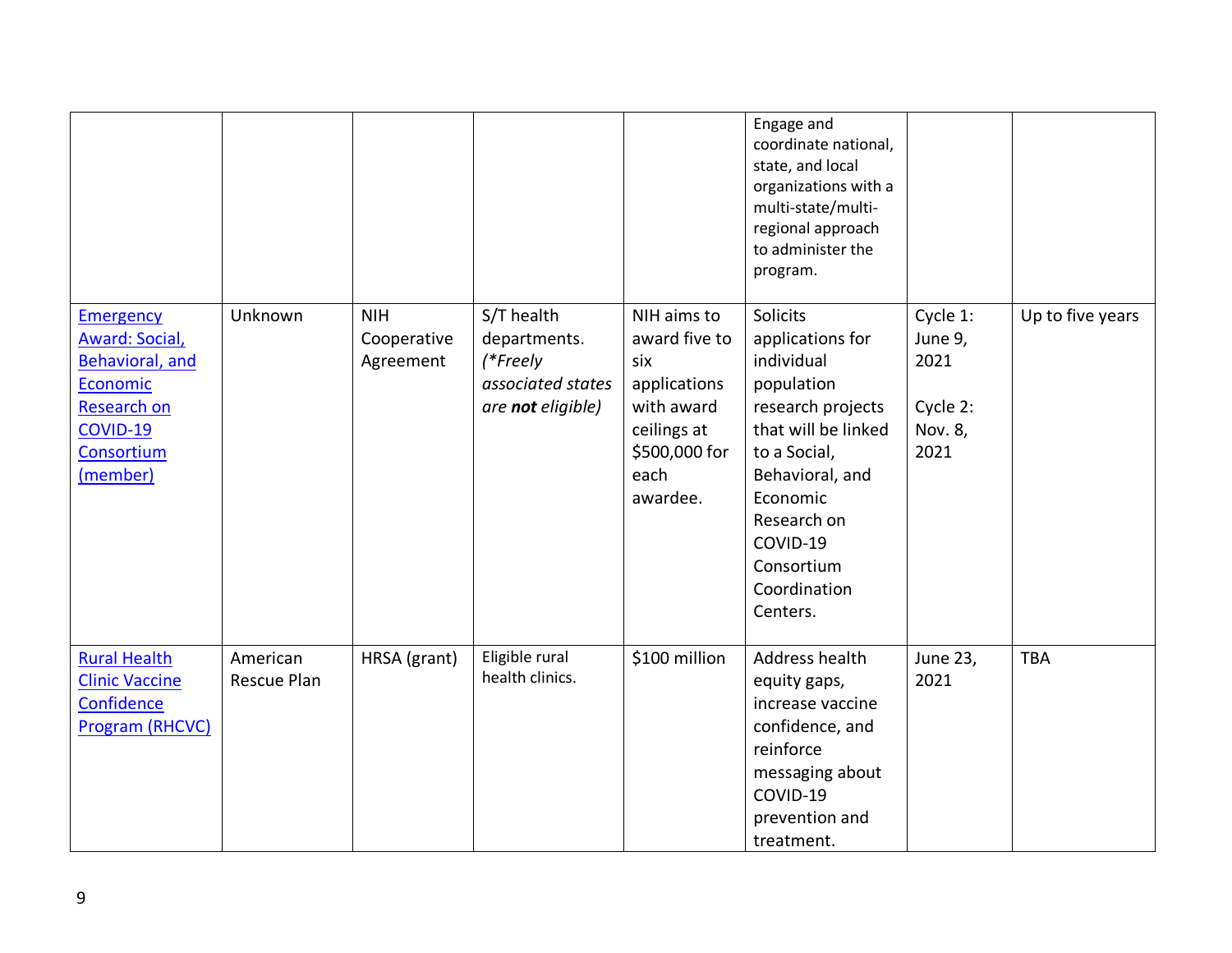| | | | | | | | |
|---|---|---|---|---|---|---|---|
| | | | | | Engage and coordinate national, state, and local organizations with a multi-state/multi-regional approach to administer the program. | | |
| Emergency Award: Social, Behavioral, and Economic Research on COVID-19 Consortium (member) | Unknown | NIH Cooperative Agreement | S/T health departments. *(\*Freely associated states are **not** eligible)* | NIH aims to award five to six applications with award ceilings at $500,000 for each awardee. | Solicits applications for individual population research projects that will be linked to a Social, Behavioral, and Economic Research on COVID-19 Consortium Coordination Centers. | Cycle 1: June 9, 2021<br><br>Cycle 2: Nov. 8, 2021 | Up to five years |
| Rural Health Clinic Vaccine Confidence Program (RHCVC) | American Rescue Plan | HRSA (grant) | Eligible rural health clinics. | $100 million | Address health equity gaps, increase vaccine confidence, and reinforce messaging about COVID-19 prevention and treatment. | June 23, 2021 | TBA |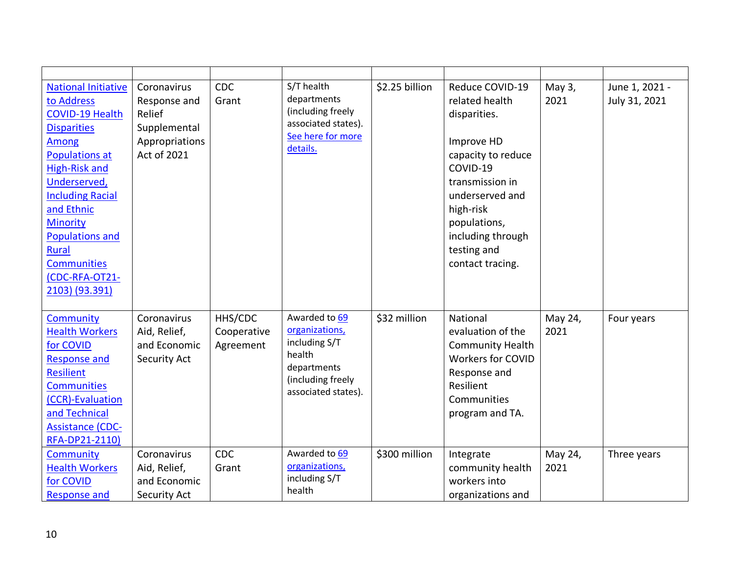| | | | | | | | |
|---|---|---|---|---|---|---|---|
| National Initiative to Address COVID-19 Health Disparities Among Populations at High-Risk and Underserved, Including Racial and Ethnic Minority Populations and Rural Communities (CDC-RFA-OT21-2103) (93.391) | Coronavirus Response and Relief Supplemental Appropriations Act of 2021 | CDC Grant | S/T health departments (including freely associated states). See here for more details. | $2.25 billion | Reduce COVID-19 related health disparities.<br><br>Improve HD capacity to reduce COVID-19 transmission in underserved and high-risk populations, including through testing and contact tracing. | May 3, 2021 | June 1, 2021 - July 31, 2021 |
| Community Health Workers for COVID Response and Resilient Communities (CCR)-Evaluation and Technical Assistance (CDC-RFA-DP21-2110) | Coronavirus Aid, Relief, and Economic Security Act | HHS/CDC Cooperative Agreement | Awarded to 69 organizations, including S/T health departments (including freely associated states). | $32 million | National evaluation of the Community Health Workers for COVID Response and Resilient Communities program and TA. | May 24, 2021 | Four years |
| Community Health Workers for COVID Response and | Coronavirus Aid, Relief, and Economic Security Act | CDC Grant | Awarded to 69 organizations, including S/T health | $300 million | Integrate community health workers into organizations and | May 24, 2021 | Three years |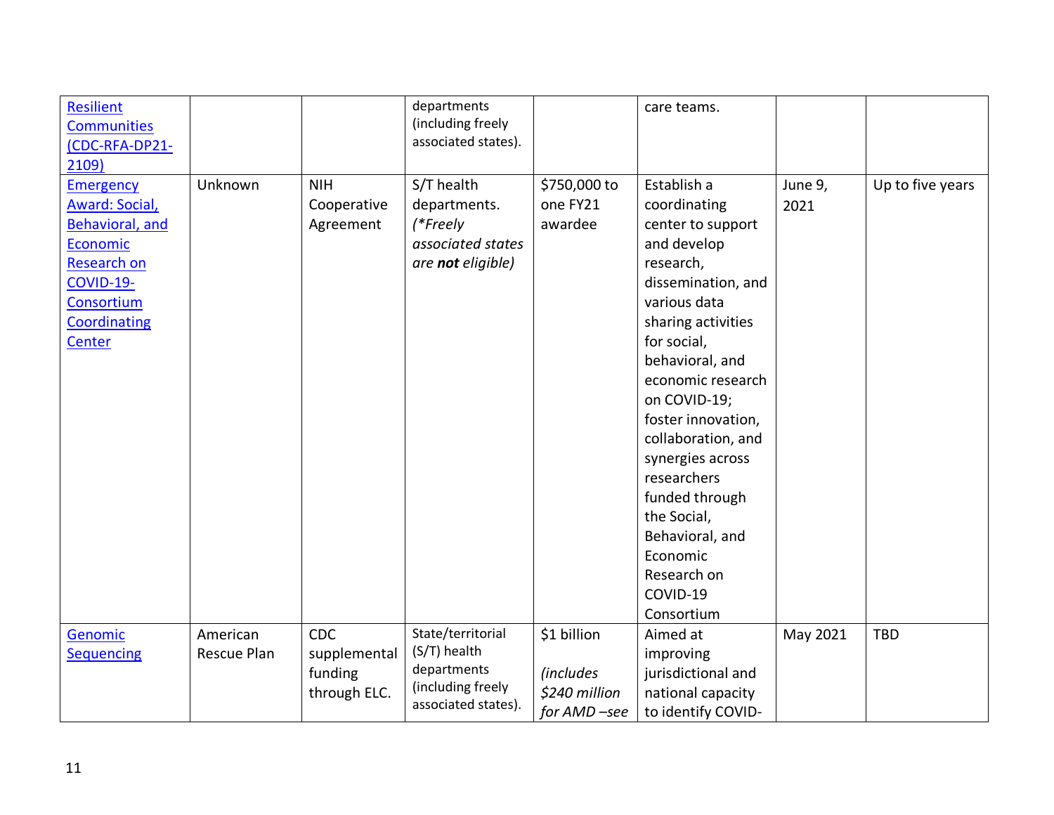| | | | | | | | |
|---|---|---|---|---|---|---|---|
| Resilient Communities (CDC-RFA-DP21-2109) | | | departments (including freely associated states). | | care teams. | | |
| Emergency Award: Social, Behavioral, and Economic Research on COVID-19-Consortium Coordinating Center | Unknown | NIH Cooperative Agreement | S/T health departments. *(\*Freely associated states are **not** eligible)* | $750,000 to one FY21 awardee | Establish a coordinating center to support and develop research, dissemination, and various data sharing activities for social, behavioral, and economic research on COVID-19; foster innovation, collaboration, and synergies across researchers funded through the Social, Behavioral, and Economic Research on COVID-19 Consortium | June 9, 2021 | Up to five years |
| Genomic Sequencing | American Rescue Plan | CDC supplemental funding through ELC. | State/territorial (S/T) health departments (including freely associated states). | $1 billion *(includes $240 million for AMD –see* | Aimed at improving jurisdictional and national capacity to identify COVID- | May 2021 | TBD |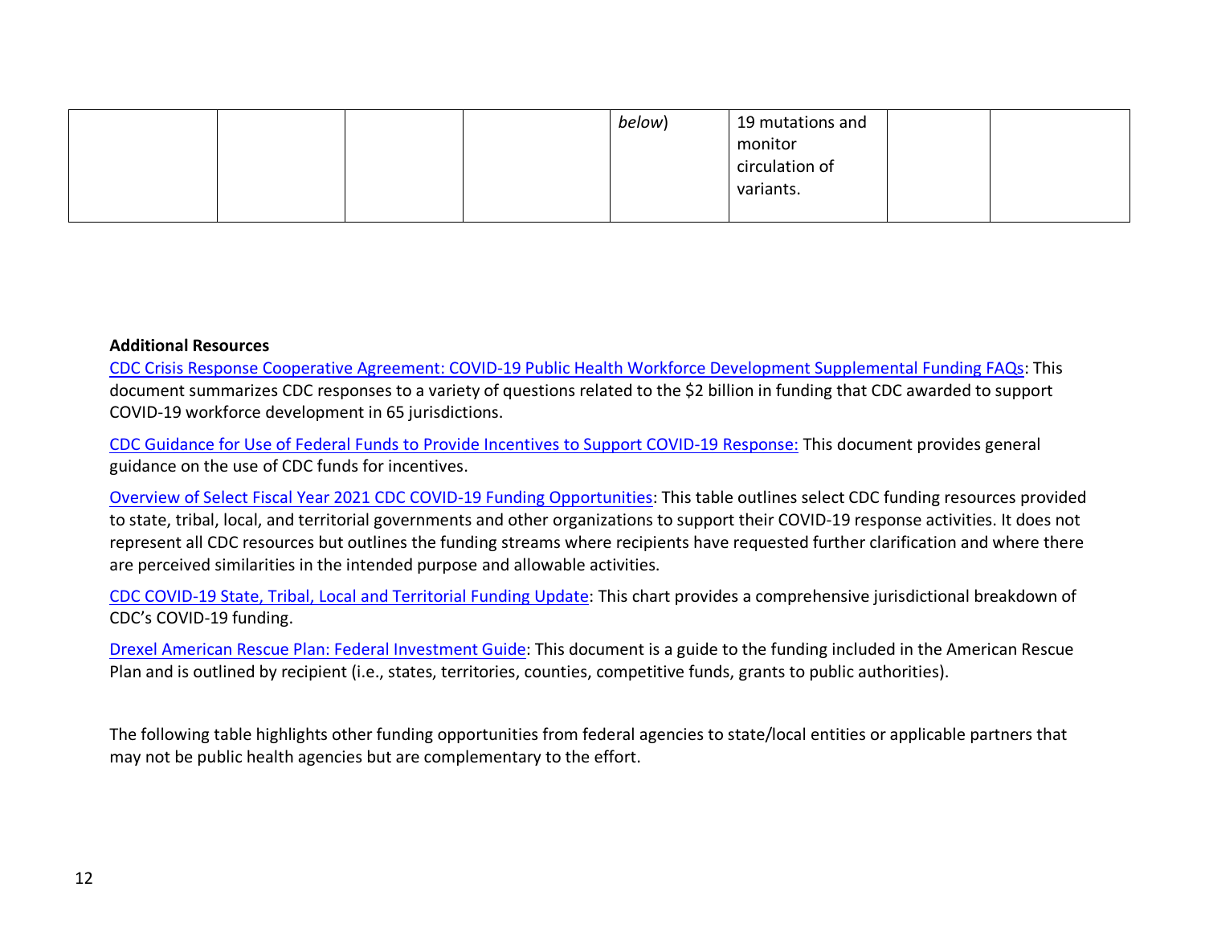|  |  |  |  | *below*) | 19 mutations and monitor circulation of variants. |  |  |
|---|---|---|---|---|---|---|---|

**Additional Resources**

CDC Crisis Response Cooperative Agreement: COVID-19 Public Health Workforce Development Supplemental Funding FAQs: This document summarizes CDC responses to a variety of questions related to the $2 billion in funding that CDC awarded to support COVID-19 workforce development in 65 jurisdictions.

CDC Guidance for Use of Federal Funds to Provide Incentives to Support COVID-19 Response: This document provides general guidance on the use of CDC funds for incentives.

Overview of Select Fiscal Year 2021 CDC COVID-19 Funding Opportunities: This table outlines select CDC funding resources provided to state, tribal, local, and territorial governments and other organizations to support their COVID-19 response activities. It does not represent all CDC resources but outlines the funding streams where recipients have requested further clarification and where there are perceived similarities in the intended purpose and allowable activities.

CDC COVID-19 State, Tribal, Local and Territorial Funding Update: This chart provides a comprehensive jurisdictional breakdown of CDC's COVID-19 funding.

Drexel American Rescue Plan: Federal Investment Guide: This document is a guide to the funding included in the American Rescue Plan and is outlined by recipient (i.e., states, territories, counties, competitive funds, grants to public authorities).

The following table highlights other funding opportunities from federal agencies to state/local entities or applicable partners that may not be public health agencies but are complementary to the effort.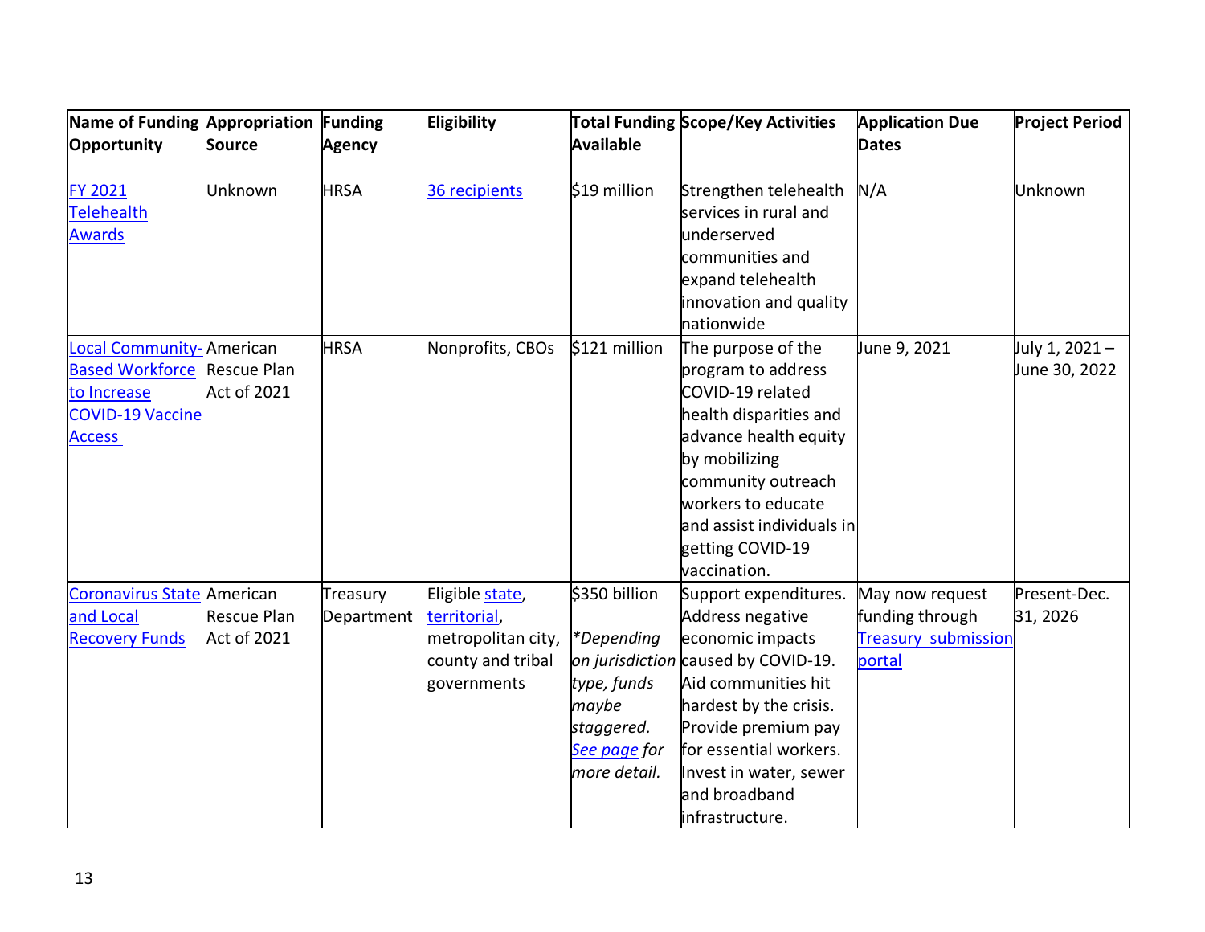| Name of Funding Opportunity | Appropriation Source | Funding Agency | Eligibility | Total Funding Available | Scope/Key Activities | Application Due Dates | Project Period |
|---|---|---|---|---|---|---|---|
| FY 2021 Telehealth Awards | Unknown | HRSA | 36 recipients | $19 million | Strengthen telehealth services in rural and underserved communities and expand telehealth innovation and quality nationwide | N/A | Unknown |
| Local Community-Based Workforce to Increase COVID-19 Vaccine Access | American Rescue Plan Act of 2021 | HRSA | Nonprofits, CBOs | $121 million | The purpose of the program to address COVID-19 related health disparities and advance health equity by mobilizing community outreach workers to educate and assist individuals in getting COVID-19 vaccination. | June 9, 2021 | July 1, 2021 – June 30, 2022 |
| Coronavirus State and Local Recovery Funds | American Rescue Plan Act of 2021 | Treasury Department | Eligible state, territorial, metropolitan city, county and tribal governments | $350 billion<br><br>*Depending on jurisdiction type, funds maybe staggered. See page for more detail.* | Support expenditures. Address negative economic impacts caused by COVID-19. Aid communities hit hardest by the crisis. Provide premium pay for essential workers. Invest in water, sewer and broadband infrastructure. | May now request funding through Treasury submission portal | Present-Dec. 31, 2026 |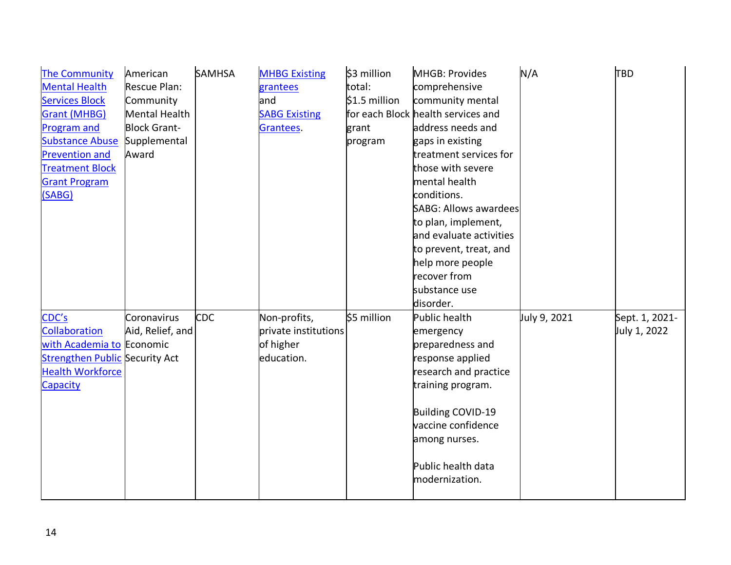| The Community Mental Health Services Block Grant (MHBG) Program and Substance Abuse Prevention and Treatment Block Grant Program (SABG) | American Rescue Plan: Community Mental Health Block Grant-Supplemental Award | SAMHSA | MHBG Existing grantees and SABG Existing Grantees. | $3 million total: $1.5 million for each Block grant program | MHGB: Provides comprehensive community mental health services and address needs and gaps in existing treatment services for those with severe mental health conditions. SABG: Allows awardees to plan, implement, and evaluate activities to prevent, treat, and help more people recover from substance use disorder. | N/A | TBD |
|---|---|---|---|---|---|---|---|
| CDC's Collaboration with Academia to Strengthen Public Health Workforce Capacity | Coronavirus Aid, Relief, and Economic Security Act | CDC | Non-profits, private institutions of higher education. | $5 million | Public health emergency preparedness and response applied research and practice training program.<br><br>Building COVID-19 vaccine confidence among nurses.<br><br>Public health data modernization. | July 9, 2021 | Sept. 1, 2021-July 1, 2022 |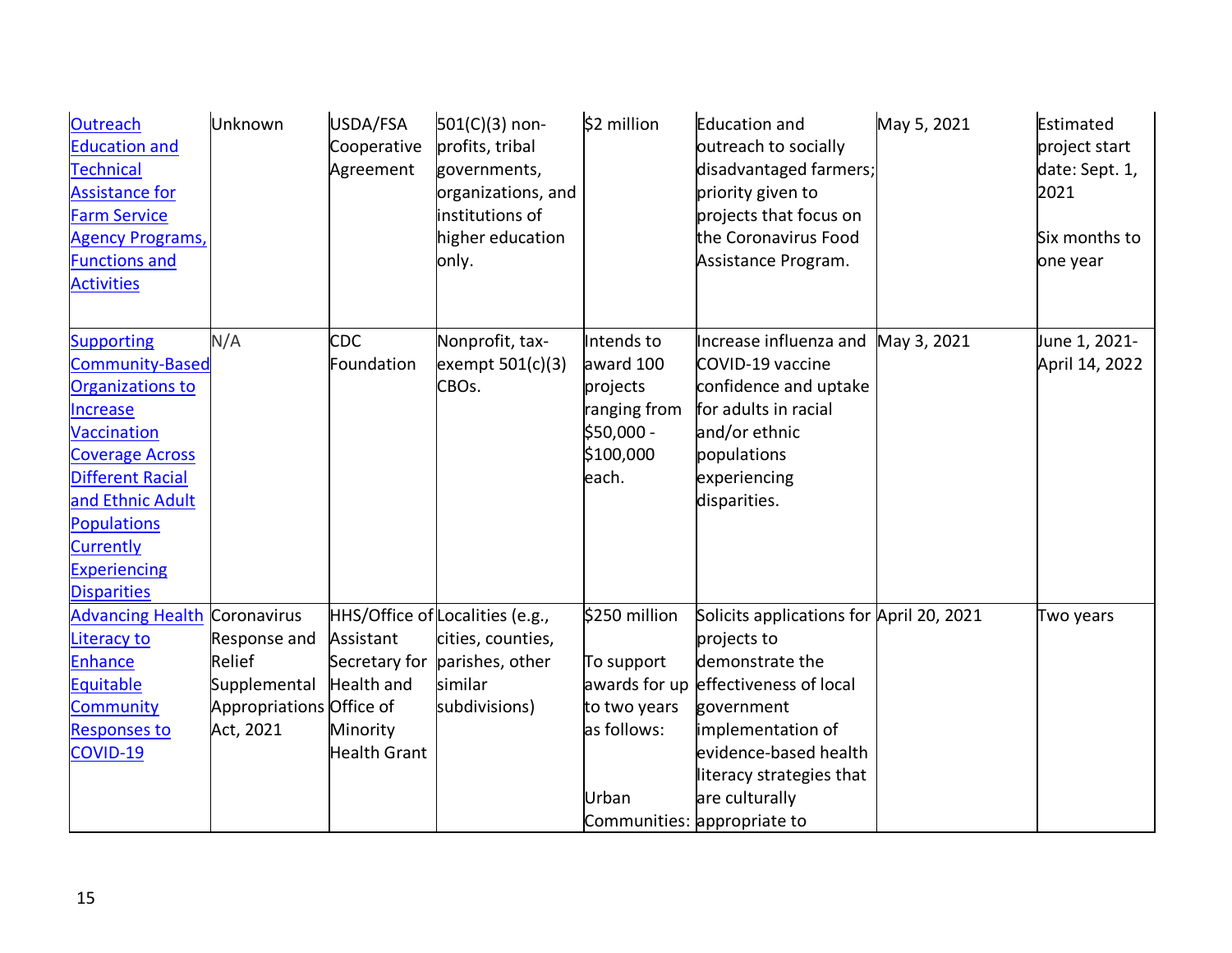| | | | | | | | |
|---|---|---|---|---|---|---|---|
| Outreach Education and Technical Assistance for Farm Service Agency Programs, Functions and Activities | Unknown | USDA/FSA Cooperative Agreement | 501(C)(3) non-profits, tribal governments, organizations, and institutions of higher education only. | $2 million | Education and outreach to socially disadvantaged farmers; priority given to projects that focus on the Coronavirus Food Assistance Program. | May 5, 2021 | Estimated project start date: Sept. 1, 2021<br><br>Six months to one year |
| Supporting Community-Based Organizations to Increase Vaccination Coverage Across Different Racial and Ethnic Adult Populations Currently Experiencing Disparities | N/A | CDC Foundation | Nonprofit, tax-exempt 501(c)(3) CBOs. | Intends to award 100 projects ranging from $50,000 - $100,000 each. | Increase influenza and COVID-19 vaccine confidence and uptake for adults in racial and/or ethnic populations experiencing disparities. | May 3, 2021 | June 1, 2021-April 14, 2022 |
| Advancing Health Literacy to Enhance Equitable Community Responses to COVID-19 | Coronavirus Response and Relief Supplemental Appropriations Act, 2021 | HHS/Office of Assistant Secretary for Health and Office of Minority Health Grant | Localities (e.g., cities, counties, parishes, other similar subdivisions) | $250 million<br><br>To support awards for up to two years as follows:<br><br>Urban Communities: | Solicits applications for projects to demonstrate the effectiveness of local government implementation of evidence-based health literacy strategies that are culturally appropriate to | April 20, 2021 | Two years |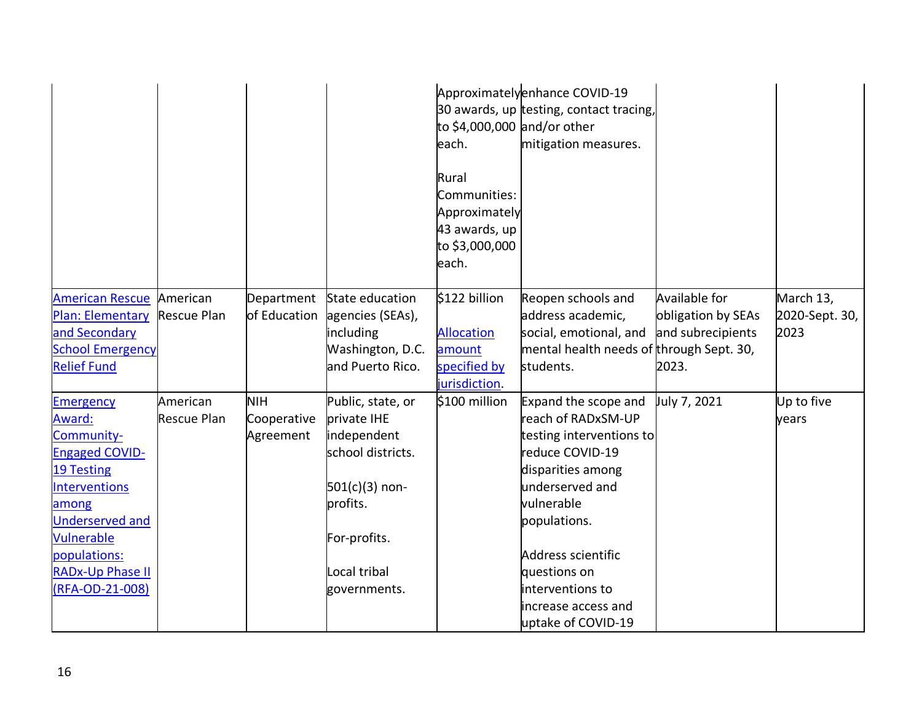| | | | | | | | |
|---|---|---|---|---|---|---|---|
| | | | | Approximately 30 awards, up to $4,000,000 each.<br><br>Rural Communities: Approximately 43 awards, up to $3,000,000 each. | enhance COVID-19 testing, contact tracing, and/or other mitigation measures. | | |
| American Rescue Plan: Elementary and Secondary School Emergency Relief Fund | American Rescue Plan | Department of Education | State education agencies (SEAs), including Washington, D.C. and Puerto Rico. | $122 billion<br><br>Allocation amount specified by jurisdiction. | Reopen schools and address academic, social, emotional, and mental health needs of students. | Available for obligation by SEAs and subrecipients through Sept. 30, 2023. | March 13, 2020-Sept. 30, 2023 |
| Emergency Award: Community-Engaged COVID-19 Testing Interventions among Underserved and Vulnerable populations: RADx-Up Phase II (RFA-OD-21-008) | American Rescue Plan | NIH Cooperative Agreement | Public, state, or private IHE independent school districts.<br><br>501(c)(3) non-profits.<br><br>For-profits.<br><br>Local tribal governments. | $100 million | Expand the scope and reach of RADxSM-UP testing interventions to reduce COVID-19 disparities among underserved and vulnerable populations.<br><br>Address scientific questions on interventions to increase access and uptake of COVID-19 | July 7, 2021 | Up to five years |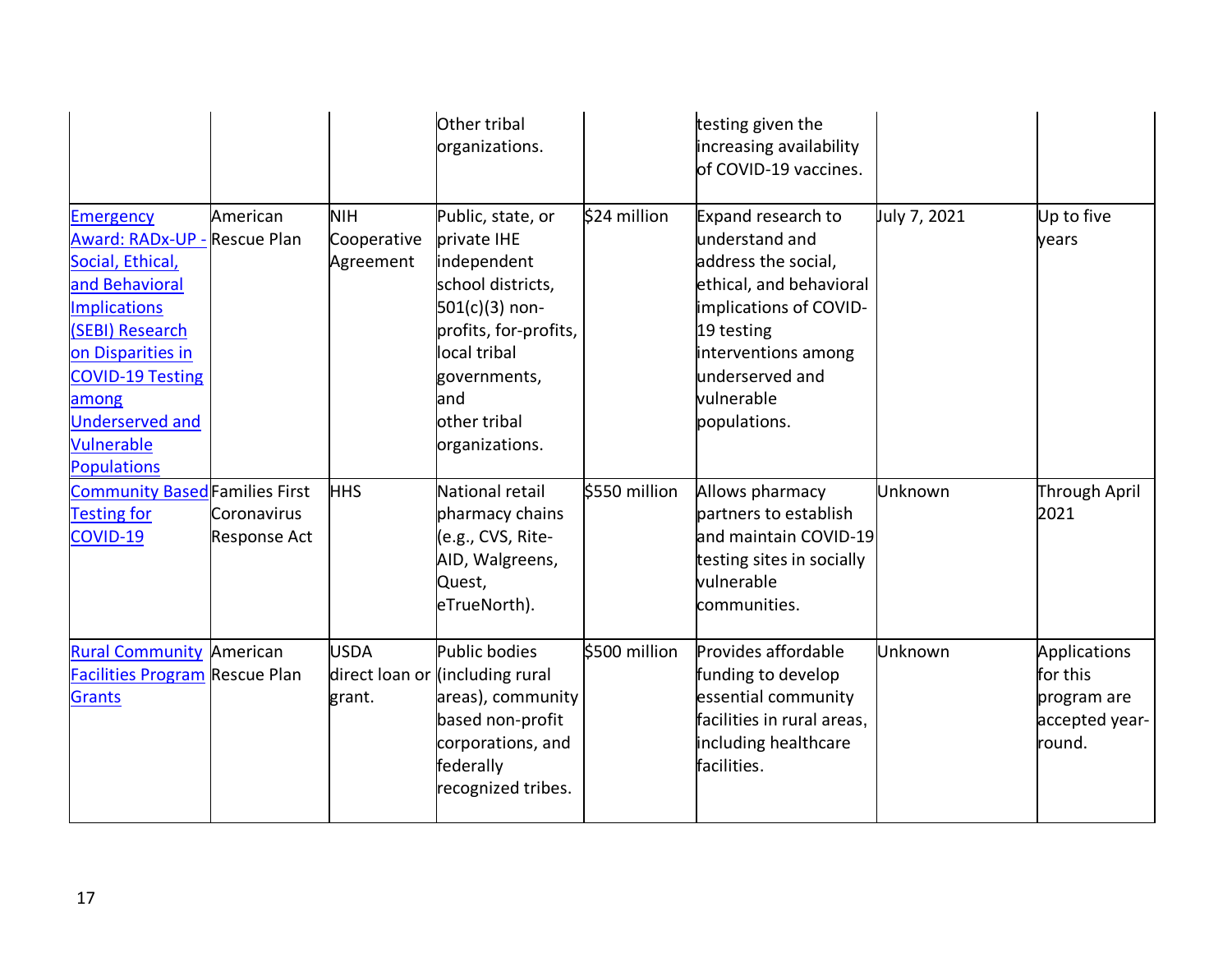| | | | | | | | |
|---|---|---|---|---|---|---|---|
| | | | Other tribal organizations. | | testing given the increasing availability of COVID-19 vaccines. | | |
| Emergency Award: RADx-UP - Social, Ethical, and Behavioral Implications (SEBI) Research on Disparities in COVID-19 Testing among Underserved and Vulnerable Populations | American Rescue Plan | NIH Cooperative Agreement | Public, state, or private IHE independent school districts, 501(c)(3) non-profits, for-profits, local tribal governments, and other tribal organizations. | $24 million | Expand research to understand and address the social, ethical, and behavioral implications of COVID-19 testing interventions among underserved and vulnerable populations. | July 7, 2021 | Up to five years |
| Community Based Testing for COVID-19 | Families First Coronavirus Response Act | HHS | National retail pharmacy chains (e.g., CVS, Rite-AID, Walgreens, Quest, eTrueNorth). | $550 million | Allows pharmacy partners to establish and maintain COVID-19 testing sites in socially vulnerable communities. | Unknown | Through April 2021 |
| Rural Community Facilities Program Grants | American Rescue Plan | USDA direct loan or grant. | Public bodies (including rural areas), community based non-profit corporations, and federally recognized tribes. | $500 million | Provides affordable funding to develop essential community facilities in rural areas, including healthcare facilities. | Unknown | Applications for this program are accepted year-round. |